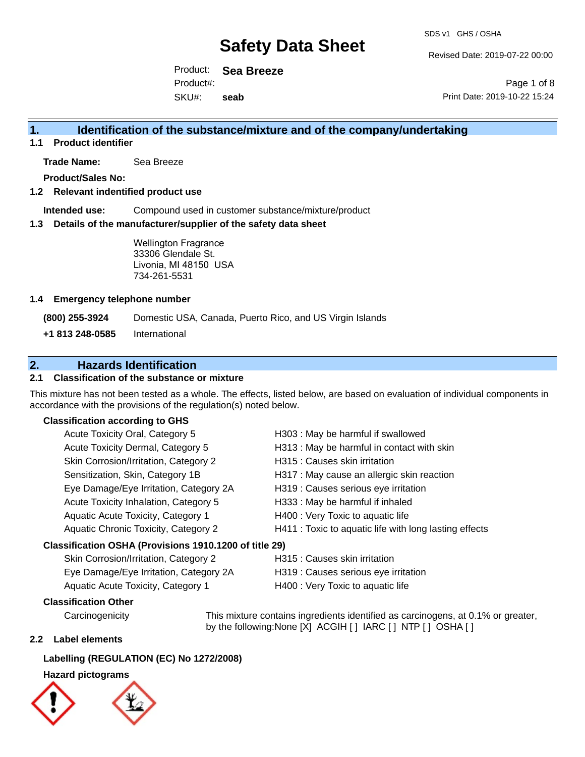# Safety Data Sheet

SDS v1 GHS / OSHA

Revised Date: 2019-07-22 00:00

Product: **Sea Breeze**

Product#:

SKU#: **seab**

Print Date: 2019-10-22 15:24

## 1. Identification of the substance/mixture and of the company/undertaking

### 1.1 Product identifier

**Trade Name:** Sea Breeze

**Product/Sales No:**

### 1.2 Relevant indentified product use

**Intended use:** Compound used in customer substance/mixture/product

### 1.3 Details of the manufacturer/supplier of the safety data sheet

Wellington Fragrance
33306 Glendale St.
Livonia, MI 48150 USA
734-261-5531

### 1.4 Emergency telephone number

| | |
|---|---|
| **(800) 255-3924** | Domestic USA, Canada, Puerto Rico, and US Virgin Islands |
| **+1 813 248-0585** | International |

## 2. Hazards Identification

### 2.1 Classification of the substance or mixture

This mixture has not been tested as a whole. The effects, listed below, are based on evaluation of individual components in accordance with the provisions of the regulation(s) noted below.

**Classification according to GHS**

| | |
|---|---|
| Acute Toxicity Oral, Category 5 | H303 : May be harmful if swallowed |
| Acute Toxicity Dermal, Category 5 | H313 : May be harmful in contact with skin |
| Skin Corrosion/Irritation, Category 2 | H315 : Causes skin irritation |
| Sensitization, Skin, Category 1B | H317 : May cause an allergic skin reaction |
| Eye Damage/Eye Irritation, Category 2A | H319 : Causes serious eye irritation |
| Acute Toxicity Inhalation, Category 5 | H333 : May be harmful if inhaled |
| Aquatic Acute Toxicity, Category 1 | H400 : Very Toxic to aquatic life |
| Aquatic Chronic Toxicity, Category 2 | H411 : Toxic to aquatic life with long lasting effects |

**Classification OSHA (Provisions 1910.1200 of title 29)**

| | |
|---|---|
| Skin Corrosion/Irritation, Category 2 | H315 : Causes skin irritation |
| Eye Damage/Eye Irritation, Category 2A | H319 : Causes serious eye irritation |
| Aquatic Acute Toxicity, Category 1 | H400 : Very Toxic to aquatic life |

**Classification Other**

Carcinogenicity — This mixture contains ingredients identified as carcinogens, at 0.1% or greater, by the following:None [X] ACGIH [ ] IARC [ ] NTP [ ] OSHA [ ]

### 2.2 Label elements

**Labelling (REGULATION (EC) No 1272/2008)**

**Hazard pictograms**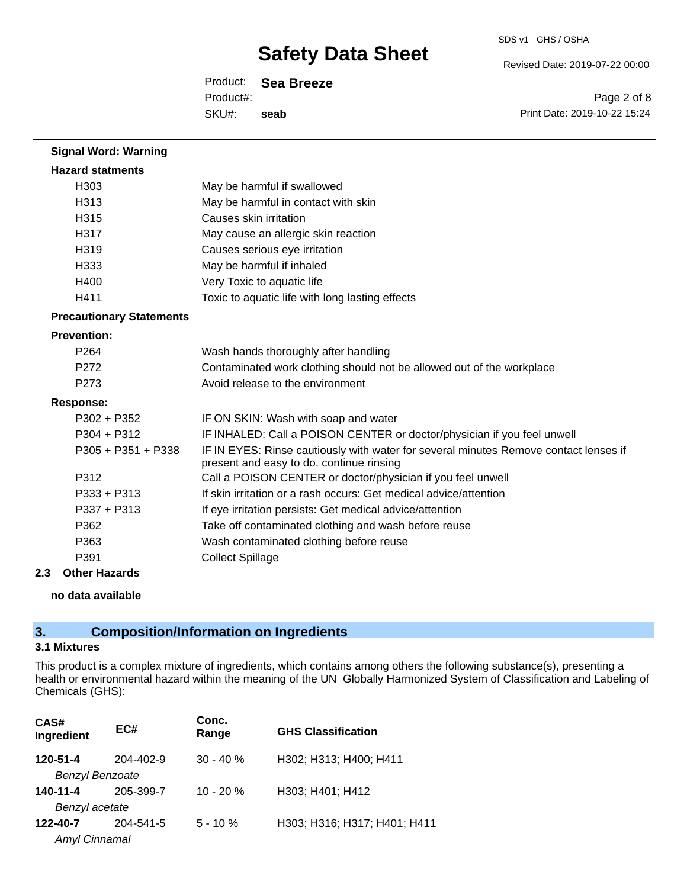**Signal Word: Warning**

**Hazard statments**

| | |
|---|---|
| H303 | May be harmful if swallowed |
| H313 | May be harmful in contact with skin |
| H315 | Causes skin irritation |
| H317 | May cause an allergic skin reaction |
| H319 | Causes serious eye irritation |
| H333 | May be harmful if inhaled |
| H400 | Very Toxic to aquatic life |
| H411 | Toxic to aquatic life with long lasting effects |

**Precautionary Statements**

**Prevention:**

| | |
|---|---|
| P264 | Wash hands thoroughly after handling |
| P272 | Contaminated work clothing should not be allowed out of the workplace |
| P273 | Avoid release to the environment |

**Response:**

| | |
|---|---|
| P302 + P352 | IF ON SKIN: Wash with soap and water |
| P304 + P312 | IF INHALED: Call a POISON CENTER or doctor/physician if you feel unwell |
| P305 + P351 + P338 | IF IN EYES: Rinse cautiously with water for several minutes Remove contact lenses if present and easy to do. continue rinsing |
| P312 | Call a POISON CENTER or doctor/physician if you feel unwell |
| P333 + P313 | If skin irritation or a rash occurs: Get medical advice/attention |
| P337 + P313 | If eye irritation persists: Get medical advice/attention |
| P362 | Take off contaminated clothing and wash before reuse |
| P363 | Wash contaminated clothing before reuse |
| P391 | Collect Spillage |

### 2.3 Other Hazards

**no data available**

## 3. Composition/Information on Ingredients

### 3.1 Mixtures

This product is a complex mixture of ingredients, which contains among others the following substance(s), presenting a health or environmental hazard within the meaning of the UN Globally Harmonized System of Classification and Labeling of Chemicals (GHS):

| CAS# Ingredient | EC# | Conc. Range | GHS Classification |
|---|---|---|---|
| **120-51-4** *Benzyl Benzoate* | 204-402-9 | 30 - 40 % | H302; H313; H400; H411 |
| **140-11-4** *Benzyl acetate* | 205-399-7 | 10 - 20 % | H303; H401; H412 |
| **122-40-7** *Amyl Cinnamal* | 204-541-5 | 5 - 10 % | H303; H316; H317; H401; H411 |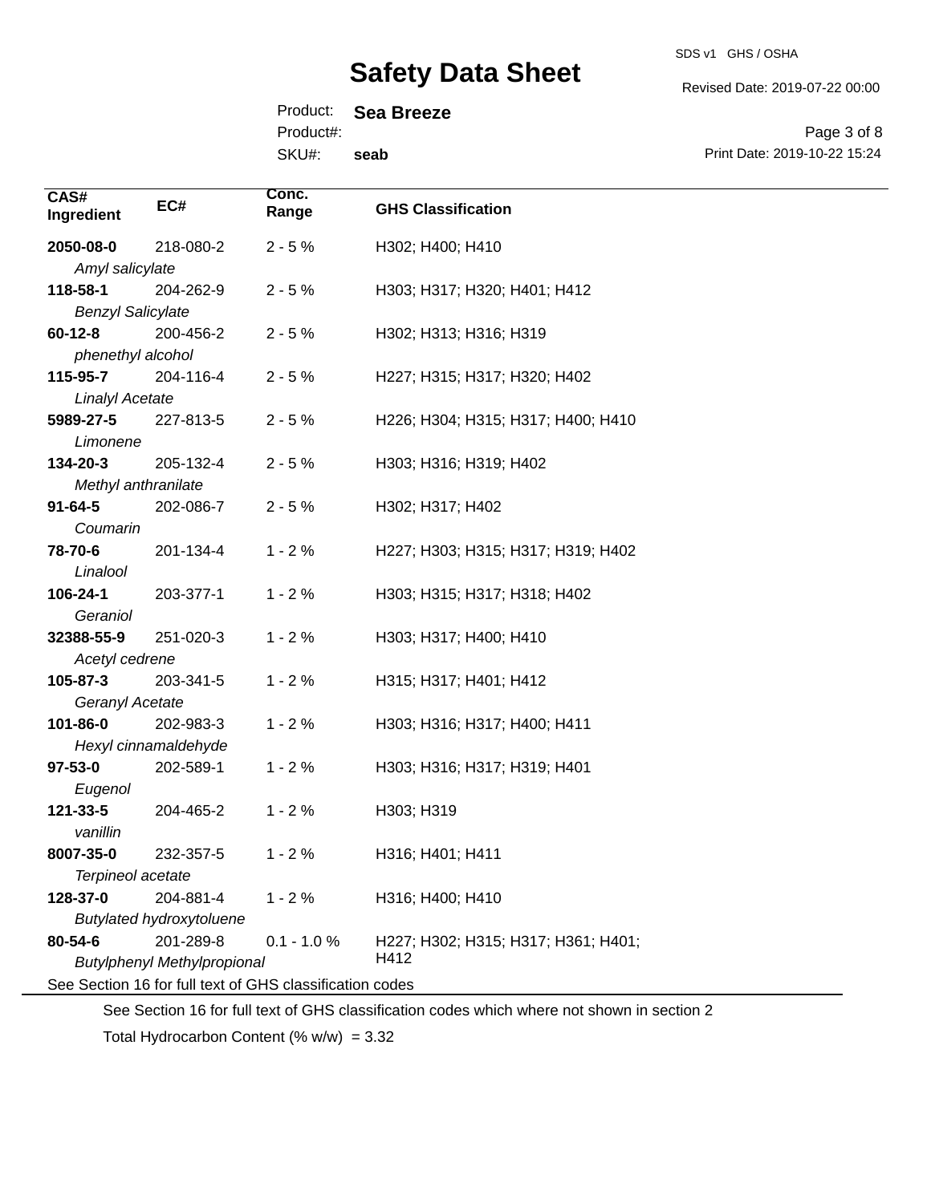| CAS# Ingredient | EC# | Conc. Range | GHS Classification |
|---|---|---|---|
| **2050-08-0** *Amyl salicylate* | 218-080-2 | 2 - 5 % | H302; H400; H410 |
| **118-58-1** *Benzyl Salicylate* | 204-262-9 | 2 - 5 % | H303; H317; H320; H401; H412 |
| **60-12-8** *phenethyl alcohol* | 200-456-2 | 2 - 5 % | H302; H313; H316; H319 |
| **115-95-7** *Linalyl Acetate* | 204-116-4 | 2 - 5 % | H227; H315; H317; H320; H402 |
| **5989-27-5** *Limonene* | 227-813-5 | 2 - 5 % | H226; H304; H315; H317; H400; H410 |
| **134-20-3** *Methyl anthranilate* | 205-132-4 | 2 - 5 % | H303; H316; H319; H402 |
| **91-64-5** *Coumarin* | 202-086-7 | 2 - 5 % | H302; H317; H402 |
| **78-70-6** *Linalool* | 201-134-4 | 1 - 2 % | H227; H303; H315; H317; H319; H402 |
| **106-24-1** *Geraniol* | 203-377-1 | 1 - 2 % | H303; H315; H317; H318; H402 |
| **32388-55-9** *Acetyl cedrene* | 251-020-3 | 1 - 2 % | H303; H317; H400; H410 |
| **105-87-3** *Geranyl Acetate* | 203-341-5 | 1 - 2 % | H315; H317; H401; H412 |
| **101-86-0** *Hexyl cinnamaldehyde* | 202-983-3 | 1 - 2 % | H303; H316; H317; H400; H411 |
| **97-53-0** *Eugenol* | 202-589-1 | 1 - 2 % | H303; H316; H317; H319; H401 |
| **121-33-5** *vanillin* | 204-465-2 | 1 - 2 % | H303; H319 |
| **8007-35-0** *Terpineol acetate* | 232-357-5 | 1 - 2 % | H316; H401; H411 |
| **128-37-0** *Butylated hydroxytoluene* | 204-881-4 | 1 - 2 % | H316; H400; H410 |
| **80-54-6** *Butylphenyl Methylpropional* | 201-289-8 | 0.1 - 1.0 % | H227; H302; H315; H317; H361; H401; H412 |

See Section 16 for full text of GHS classification codes

See Section 16 for full text of GHS classification codes which where not shown in section 2

Total Hydrocarbon Content (% w/w) = 3.32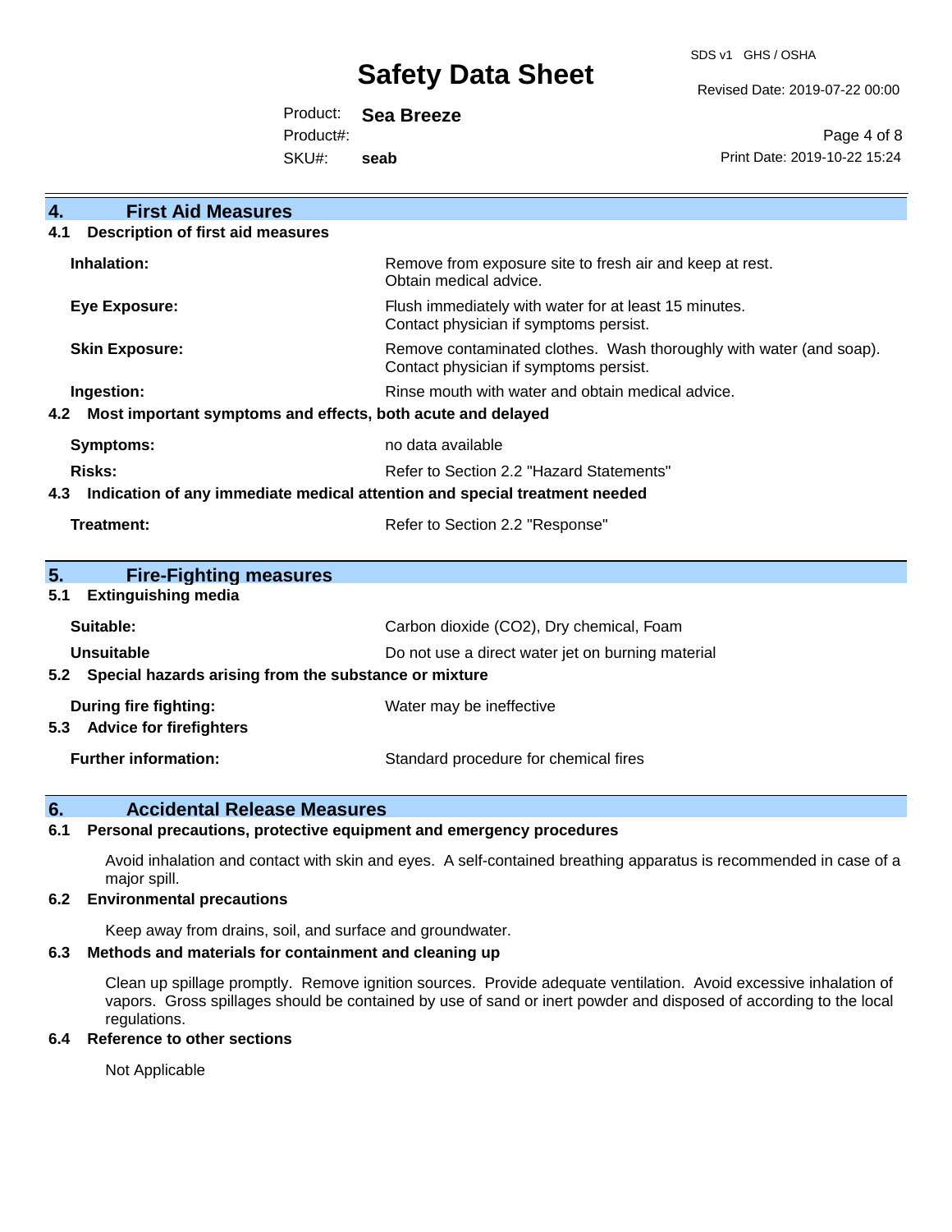## 4. First Aid Measures

### 4.1 Description of first aid measures

| | |
|---|---|
| **Inhalation:** | Remove from exposure site to fresh air and keep at rest. Obtain medical advice. |
| **Eye Exposure:** | Flush immediately with water for at least 15 minutes. Contact physician if symptoms persist. |
| **Skin Exposure:** | Remove contaminated clothes. Wash thoroughly with water (and soap). Contact physician if symptoms persist. |
| **Ingestion:** | Rinse mouth with water and obtain medical advice. |

### 4.2 Most important symptoms and effects, both acute and delayed

| | |
|---|---|
| **Symptoms:** | no data available |
| **Risks:** | Refer to Section 2.2 "Hazard Statements" |

### 4.3 Indication of any immediate medical attention and special treatment needed

| | |
|---|---|
| **Treatment:** | Refer to Section 2.2 "Response" |

## 5. Fire-Fighting measures

### 5.1 Extinguishing media

| | |
|---|---|
| **Suitable:** | Carbon dioxide ($CO_2$), Dry chemical, Foam |
| **Unsuitable** | Do not use a direct water jet on burning material |

### 5.2 Special hazards arising from the substance or mixture

| | |
|---|---|
| **During fire fighting:** | Water may be ineffective |

### 5.3 Advice for firefighters

| | |
|---|---|
| **Further information:** | Standard procedure for chemical fires |

## 6. Accidental Release Measures

### 6.1 Personal precautions, protective equipment and emergency procedures

Avoid inhalation and contact with skin and eyes. A self-contained breathing apparatus is recommended in case of a major spill.

### 6.2 Environmental precautions

Keep away from drains, soil, and surface and groundwater.

### 6.3 Methods and materials for containment and cleaning up

Clean up spillage promptly. Remove ignition sources. Provide adequate ventilation. Avoid excessive inhalation of vapors. Gross spillages should be contained by use of sand or inert powder and disposed of according to the local regulations.

### 6.4 Reference to other sections

Not Applicable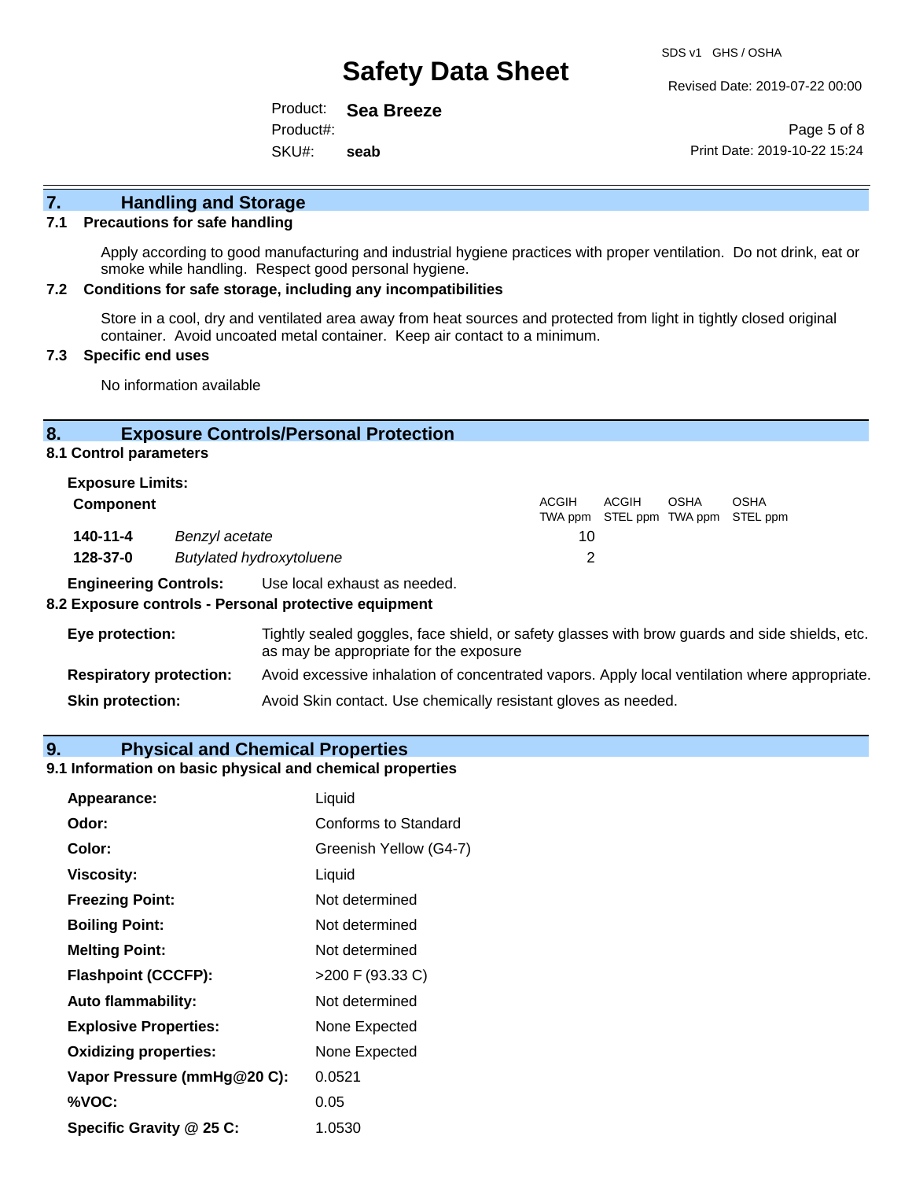## 7. Handling and Storage

### 7.1 Precautions for safe handling

Apply according to good manufacturing and industrial hygiene practices with proper ventilation. Do not drink, eat or smoke while handling. Respect good personal hygiene.

### 7.2 Conditions for safe storage, including any incompatibilities

Store in a cool, dry and ventilated area away from heat sources and protected from light in tightly closed original container. Avoid uncoated metal container. Keep air contact to a minimum.

### 7.3 Specific end uses

No information available

## 8. Exposure Controls/Personal Protection

### 8.1 Control parameters

**Exposure Limits:**

| Component | | ACGIH TWA ppm | ACGIH STEL ppm | OSHA TWA ppm | OSHA STEL ppm |
|---|---|---|---|---|---|
| **140-11-4** | *Benzyl acetate* | 10 | | | |
| **128-37-0** | *Butylated hydroxytoluene* | 2 | | | |

**Engineering Controls:** Use local exhaust as needed.

### 8.2 Exposure controls - Personal protective equipment

**Eye protection:** Tightly sealed goggles, face shield, or safety glasses with brow guards and side shields, etc. as may be appropriate for the exposure

**Respiratory protection:** Avoid excessive inhalation of concentrated vapors. Apply local ventilation where appropriate.

**Skin protection:** Avoid Skin contact. Use chemically resistant gloves as needed.

## 9. Physical and Chemical Properties

### 9.1 Information on basic physical and chemical properties

| | |
|---|---|
| **Appearance:** | Liquid |
| **Odor:** | Conforms to Standard |
| **Color:** | Greenish Yellow (G4-7) |
| **Viscosity:** | Liquid |
| **Freezing Point:** | Not determined |
| **Boiling Point:** | Not determined |
| **Melting Point:** | Not determined |
| **Flashpoint (CCCFP):** | >200 F (93.33 C) |
| **Auto flammability:** | Not determined |
| **Explosive Properties:** | None Expected |
| **Oxidizing properties:** | None Expected |
| **Vapor Pressure (mmHg@20 C):** | 0.0521 |
| **%VOC:** | 0.05 |
| **Specific Gravity @ 25 C:** | 1.0530 |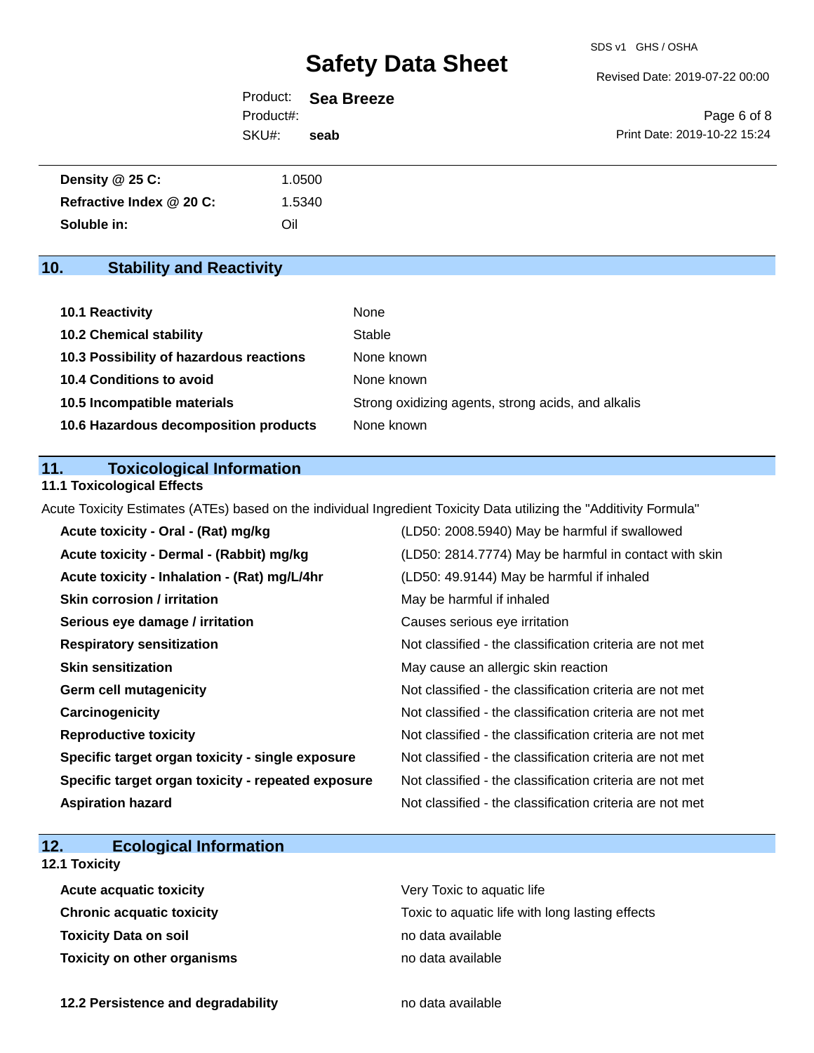| | |
|---|---|
| **Density @ 25 C:** | 1.0500 |
| **Refractive Index @ 20 C:** | 1.5340 |
| **Soluble in:** | Oil |

## 10. Stability and Reactivity

| | |
|---|---|
| **10.1 Reactivity** | None |
| **10.2 Chemical stability** | Stable |
| **10.3 Possibility of hazardous reactions** | None known |
| **10.4 Conditions to avoid** | None known |
| **10.5 Incompatible materials** | Strong oxidizing agents, strong acids, and alkalis |
| **10.6 Hazardous decomposition products** | None known |

## 11. Toxicological Information

### 11.1 Toxicological Effects

Acute Toxicity Estimates (ATEs) based on the individual Ingredient Toxicity Data utilizing the "Additivity Formula"

| | |
|---|---|
| **Acute toxicity - Oral - (Rat) mg/kg** | (LD50: 2008.5940) May be harmful if swallowed |
| **Acute toxicity - Dermal - (Rabbit) mg/kg** | (LD50: 2814.7774) May be harmful in contact with skin |
| **Acute toxicity - Inhalation - (Rat) mg/L/4hr** | (LD50: 49.9144) May be harmful if inhaled |
| **Skin corrosion / irritation** | May be harmful if inhaled |
| **Serious eye damage / irritation** | Causes serious eye irritation |
| **Respiratory sensitization** | Not classified - the classification criteria are not met |
| **Skin sensitization** | May cause an allergic skin reaction |
| **Germ cell mutagenicity** | Not classified - the classification criteria are not met |
| **Carcinogenicity** | Not classified - the classification criteria are not met |
| **Reproductive toxicity** | Not classified - the classification criteria are not met |
| **Specific target organ toxicity - single exposure** | Not classified - the classification criteria are not met |
| **Specific target organ toxicity - repeated exposure** | Not classified - the classification criteria are not met |
| **Aspiration hazard** | Not classified - the classification criteria are not met |

## 12. Ecological Information

### 12.1 Toxicity

| | |
|---|---|
| **Acute acquatic toxicity** | Very Toxic to aquatic life |
| **Chronic acquatic toxicity** | Toxic to aquatic life with long lasting effects |
| **Toxicity Data on soil** | no data available |
| **Toxicity on other organisms** | no data available |

| | |
|---|---|
| **12.2 Persistence and degradability** | no data available |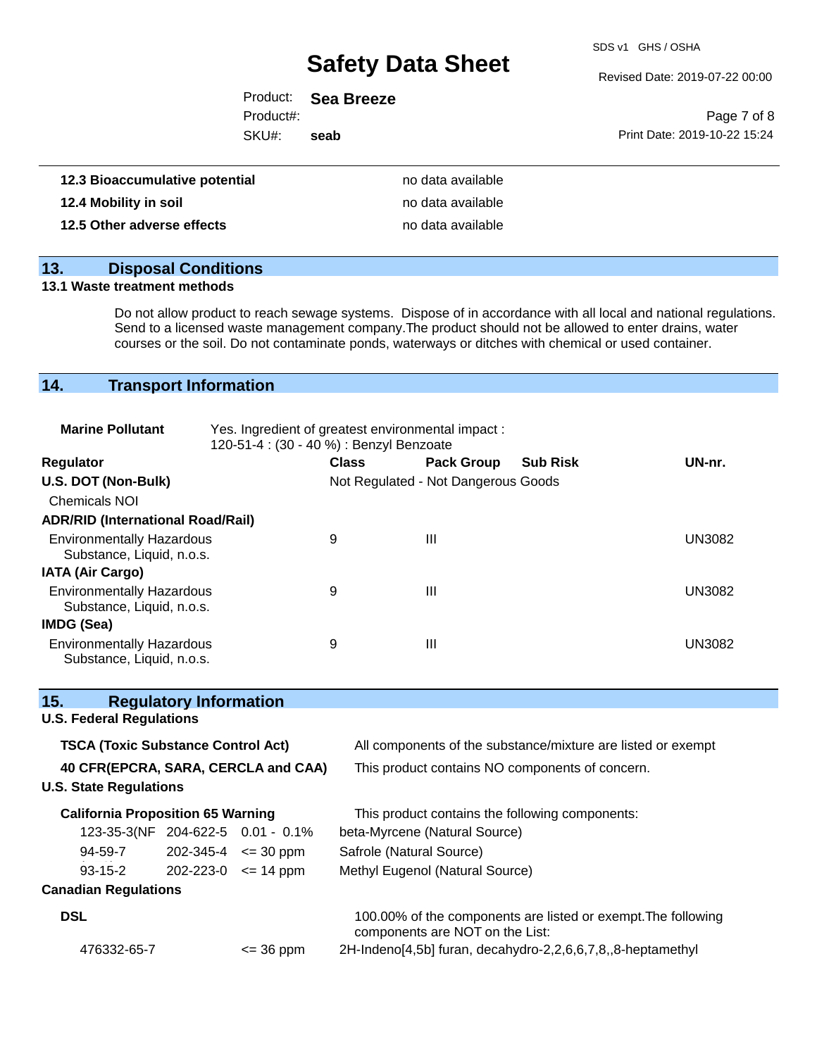| | |
|---|---|
| **12.3 Bioaccumulative potential** | no data available |
| **12.4 Mobility in soil** | no data available |
| **12.5 Other adverse effects** | no data available |

## 13. Disposal Conditions

### 13.1 Waste treatment methods

Do not allow product to reach sewage systems. Dispose of in accordance with all local and national regulations. Send to a licensed waste management company.The product should not be allowed to enter drains, water courses or the soil. Do not contaminate ponds, waterways or ditches with chemical or used container.

## 14. Transport Information

**Marine Pollutant** Yes. Ingredient of greatest environmental impact : 120-51-4 : (30 - 40 %) : Benzyl Benzoate

| Regulator | Class | Pack Group | Sub Risk | UN-nr. |
|---|---|---|---|---|
| **U.S. DOT (Non-Bulk)** | Not Regulated - Not Dangerous Goods | | | |
| Chemicals NOI | | | | |
| **ADR/RID (International Road/Rail)** | | | | |
| Environmentally Hazardous Substance, Liquid, n.o.s. | 9 | III | | UN3082 |
| **IATA (Air Cargo)** | | | | |
| Environmentally Hazardous Substance, Liquid, n.o.s. | 9 | III | | UN3082 |
| **IMDG (Sea)** | | | | |
| Environmentally Hazardous Substance, Liquid, n.o.s. | 9 | III | | UN3082 |

## 15. Regulatory Information

**U.S. Federal Regulations**

| | |
|---|---|
| **TSCA (Toxic Substance Control Act)** | All components of the substance/mixture are listed or exempt |
| **40 CFR(EPCRA, SARA, CERCLA and CAA)** | This product contains NO components of concern. |

**U.S. State Regulations**

**California Proposition 65 Warning** This product contains the following components:

| | | | |
|---|---|---|---|
| 123-35-3(NF | 204-622-5 | 0.01 - 0.1% | beta-Myrcene (Natural Source) |
| 94-59-7 | 202-345-4 | <= 30 ppm | Safrole (Natural Source) |
| 93-15-2 | 202-223-0 | <= 14 ppm | Methyl Eugenol (Natural Source) |

**Canadian Regulations**

**DSL** 100.00% of the components are listed or exempt.The following components are NOT on the List:

| | | |
|---|---|---|
| 476332-65-7 | <= 36 ppm | 2H-Indeno[4,5b] furan, decahydro-2,2,6,6,7,8,,8-heptamethyl |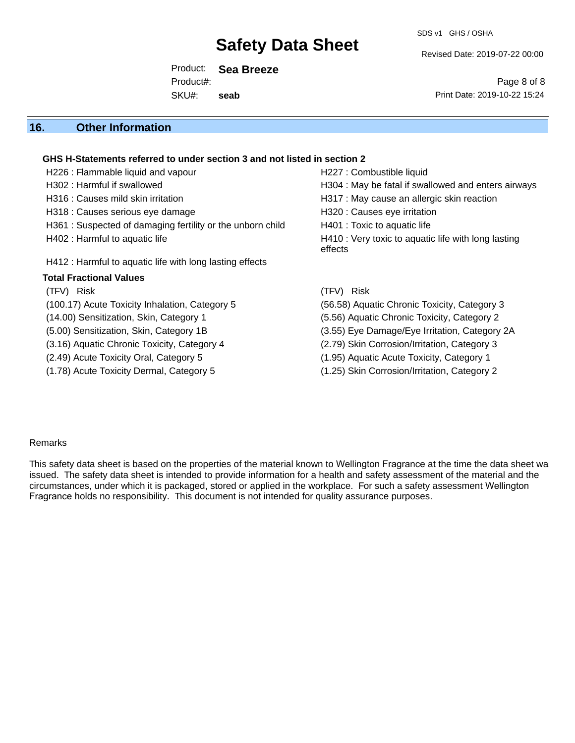## 16. Other Information

**GHS H-Statements referred to under section 3 and not listed in section 2**

H226 : Flammable liquid and vapour
H227 : Combustible liquid
H302 : Harmful if swallowed
H304 : May be fatal if swallowed and enters airways
H316 : Causes mild skin irritation
H317 : May cause an allergic skin reaction
H318 : Causes serious eye damage
H320 : Causes eye irritation
H361 : Suspected of damaging fertility or the unborn child
H401 : Toxic to aquatic life
H402 : Harmful to aquatic life
H410 : Very toxic to aquatic life with long lasting effects
H412 : Harmful to aquatic life with long lasting effects

**Total Fractional Values**

| (TFV) Risk | (TFV) Risk |
|---|---|
| (100.17) Acute Toxicity Inhalation, Category 5 | (56.58) Aquatic Chronic Toxicity, Category 3 |
| (14.00) Sensitization, Skin, Category 1 | (5.56) Aquatic Chronic Toxicity, Category 2 |
| (5.00) Sensitization, Skin, Category 1B | (3.55) Eye Damage/Eye Irritation, Category 2A |
| (3.16) Aquatic Chronic Toxicity, Category 4 | (2.79) Skin Corrosion/Irritation, Category 3 |
| (2.49) Acute Toxicity Oral, Category 5 | (1.95) Aquatic Acute Toxicity, Category 1 |
| (1.78) Acute Toxicity Dermal, Category 5 | (1.25) Skin Corrosion/Irritation, Category 2 |

Remarks

This safety data sheet is based on the properties of the material known to Wellington Fragrance at the time the data sheet was issued. The safety data sheet is intended to provide information for a health and safety assessment of the material and the circumstances, under which it is packaged, stored or applied in the workplace. For such a safety assessment Wellington Fragrance holds no responsibility. This document is not intended for quality assurance purposes.